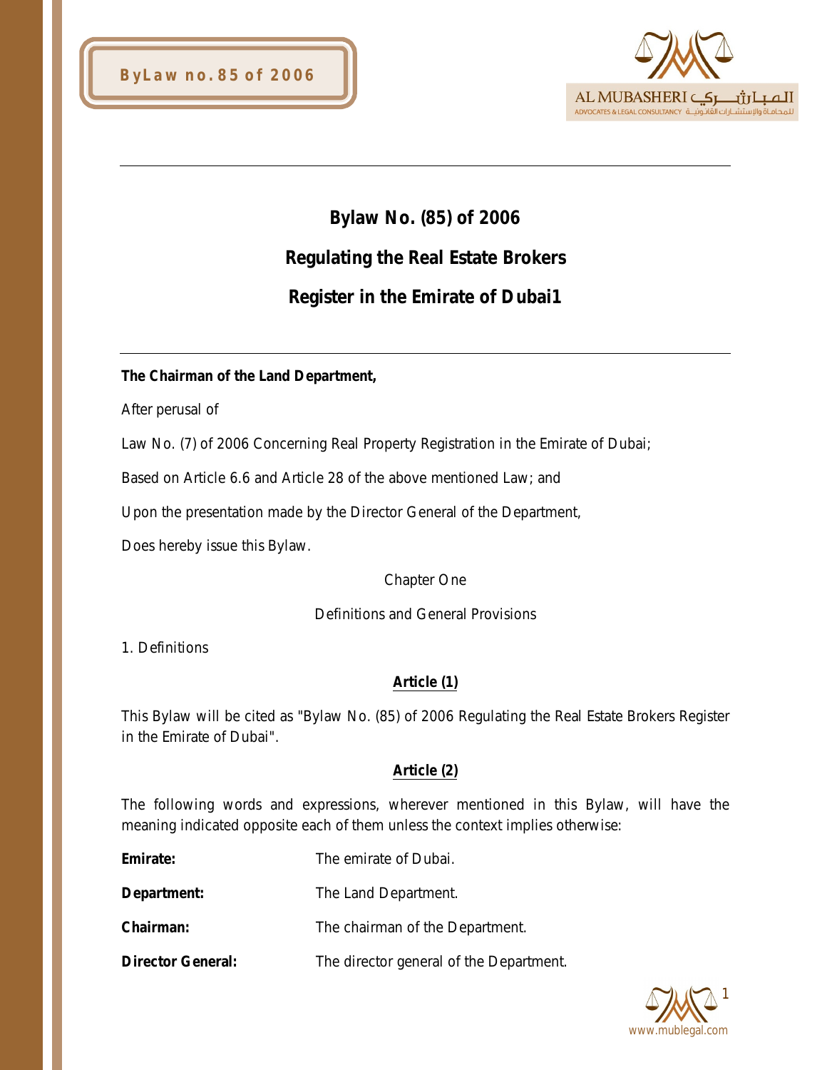# Bylaw No. (85) of 2006

# Regulating the Real Estate Brokers

# Register in the Emirate of Dubai[1]

**The Chairman of the Land Department,**

After perusal of

Law No. (7) of 2006 Concerning Real Property Registration in the Emirate of Dubai;

Based on Article 6.6 and Article 28 of the above mentioned Law; and

Upon the presentation made by the Director General of the Department,

Does hereby issue this Bylaw.

Chapter One

Definitions and General Provisions

1. Definitions

**Article (1)**

This Bylaw will be cited as "Bylaw No. (85) of 2006 Regulating the Real Estate Brokers Register in the Emirate of Dubai".

**Article (2)**

The following words and expressions, wherever mentioned in this Bylaw, will have the meaning indicated opposite each of them unless the context implies otherwise:

**Emirate:** The emirate of Dubai.

**Department:** The Land Department.

**Chairman:** The chairman of the Department.

**Director General:** The director general of the Department.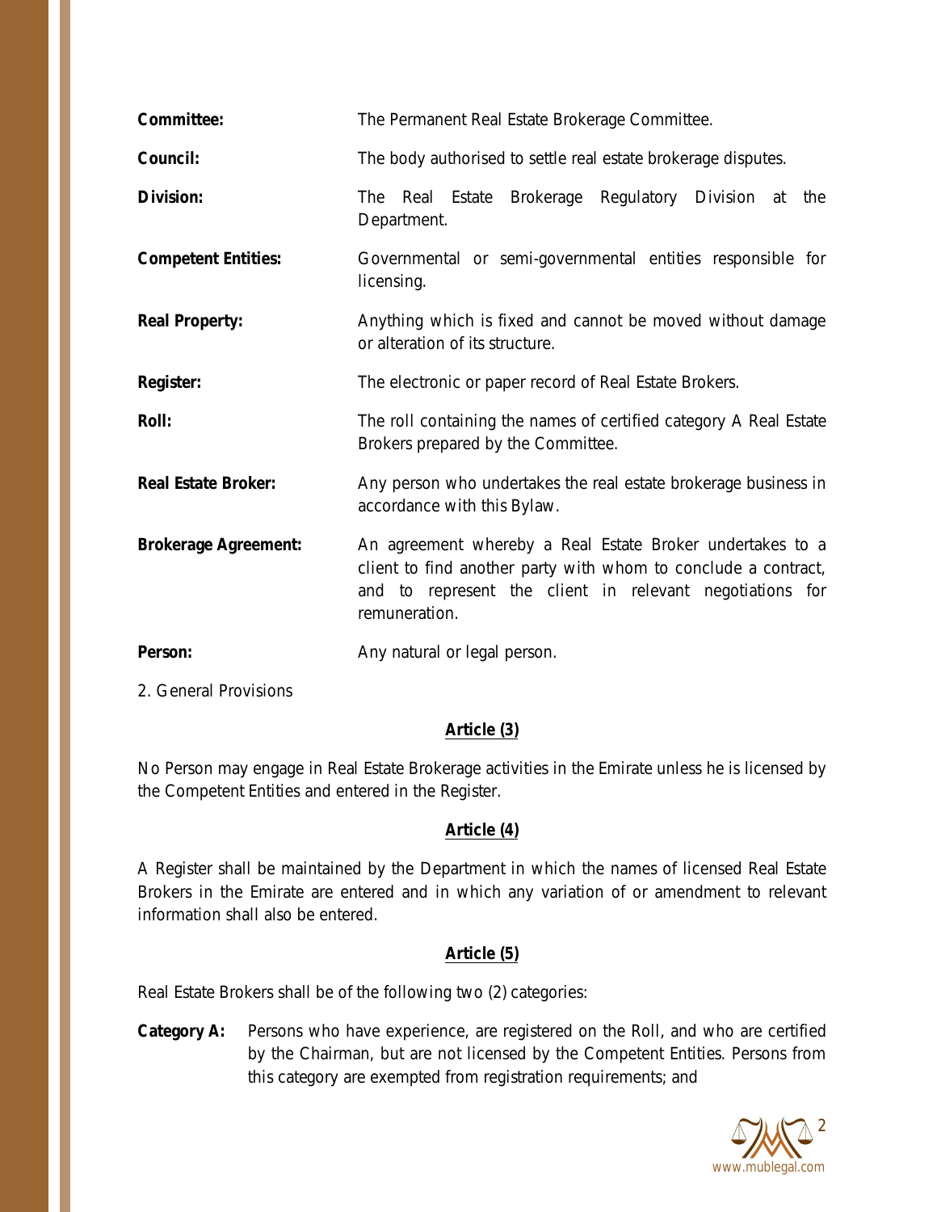| | |
|---|---|
| **Committee:** | The Permanent Real Estate Brokerage Committee. |
| **Council:** | The body authorised to settle real estate brokerage disputes. |
| **Division:** | The Real Estate Brokerage Regulatory Division at the Department. |
| **Competent Entities:** | Governmental or semi-governmental entities responsible for licensing. |
| **Real Property:** | Anything which is fixed and cannot be moved without damage or alteration of its structure. |
| **Register:** | The electronic or paper record of Real Estate Brokers. |
| **Roll:** | The roll containing the names of certified category A Real Estate Brokers prepared by the Committee. |
| **Real Estate Broker:** | Any person who undertakes the real estate brokerage business in accordance with this Bylaw. |
| **Brokerage Agreement:** | An agreement whereby a Real Estate Broker undertakes to a client to find another party with whom to conclude a contract, and to represent the client in relevant negotiations for remuneration. |
| **Person:** | Any natural or legal person. |

2. General Provisions

**Article (3)**

No Person may engage in Real Estate Brokerage activities in the Emirate unless he is licensed by the Competent Entities and entered in the Register.

**Article (4)**

A Register shall be maintained by the Department in which the names of licensed Real Estate Brokers in the Emirate are entered and in which any variation of or amendment to relevant information shall also be entered.

**Article (5)**

Real Estate Brokers shall be of the following two (2) categories:

**Category A:** Persons who have experience, are registered on the Roll, and who are certified by the Chairman, but are not licensed by the Competent Entities. Persons from this category are exempted from registration requirements; and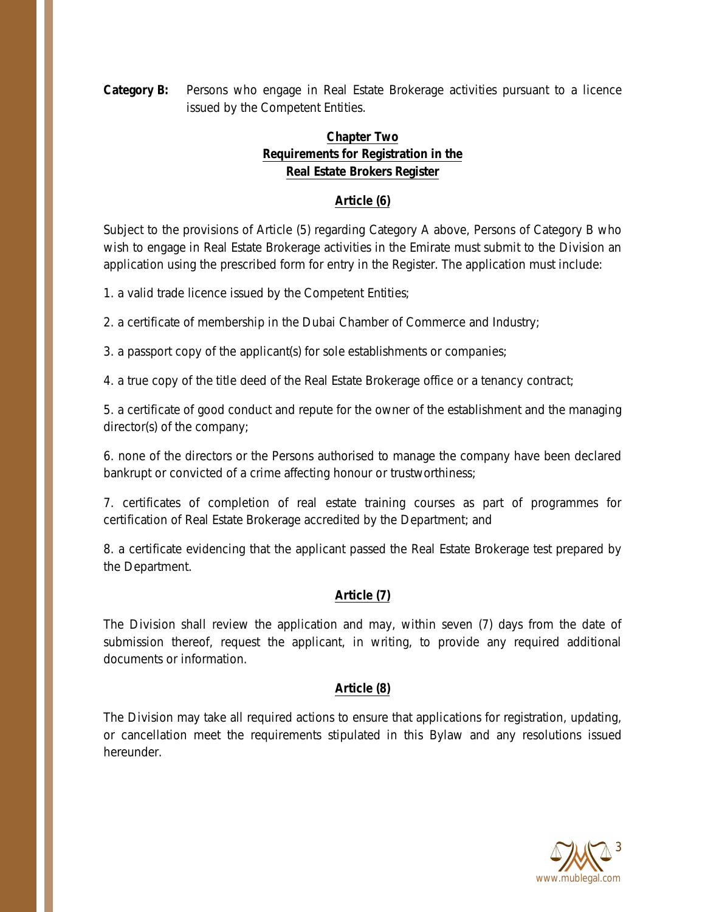**Category B:** Persons who engage in Real Estate Brokerage activities pursuant to a licence issued by the Competent Entities.

## Chapter Two
## Requirements for Registration in the Real Estate Brokers Register

### Article (6)

Subject to the provisions of Article (5) regarding Category A above, Persons of Category B who wish to engage in Real Estate Brokerage activities in the Emirate must submit to the Division an application using the prescribed form for entry in the Register. The application must include:

1. a valid trade licence issued by the Competent Entities;

2. a certificate of membership in the Dubai Chamber of Commerce and Industry;

3. a passport copy of the applicant(s) for sole establishments or companies;

4. a true copy of the title deed of the Real Estate Brokerage office or a tenancy contract;

5. a certificate of good conduct and repute for the owner of the establishment and the managing director(s) of the company;

6. none of the directors or the Persons authorised to manage the company have been declared bankrupt or convicted of a crime affecting honour or trustworthiness;

7. certificates of completion of real estate training courses as part of programmes for certification of Real Estate Brokerage accredited by the Department; and

8. a certificate evidencing that the applicant passed the Real Estate Brokerage test prepared by the Department.

### Article (7)

The Division shall review the application and may, within seven (7) days from the date of submission thereof, request the applicant, in writing, to provide any required additional documents or information.

### Article (8)

The Division may take all required actions to ensure that applications for registration, updating, or cancellation meet the requirements stipulated in this Bylaw and any resolutions issued hereunder.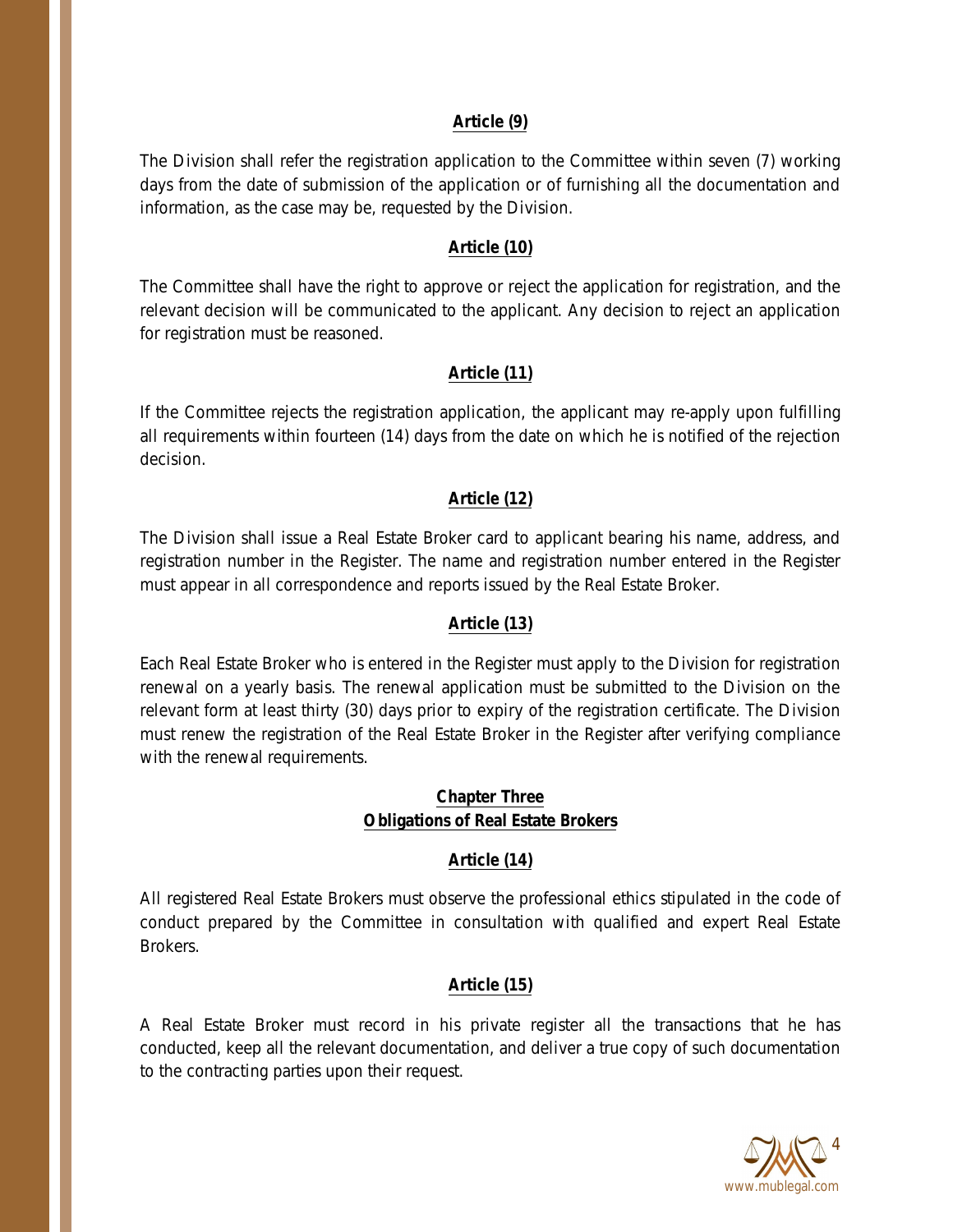**Article (9)**

The Division shall refer the registration application to the Committee within seven (7) working days from the date of submission of the application or of furnishing all the documentation and information, as the case may be, requested by the Division.

**Article (10)**

The Committee shall have the right to approve or reject the application for registration, and the relevant decision will be communicated to the applicant. Any decision to reject an application for registration must be reasoned.

**Article (11)**

If the Committee rejects the registration application, the applicant may re-apply upon fulfilling all requirements within fourteen (14) days from the date on which he is notified of the rejection decision.

**Article (12)**

The Division shall issue a Real Estate Broker card to applicant bearing his name, address, and registration number in the Register. The name and registration number entered in the Register must appear in all correspondence and reports issued by the Real Estate Broker.

**Article (13)**

Each Real Estate Broker who is entered in the Register must apply to the Division for registration renewal on a yearly basis. The renewal application must be submitted to the Division on the relevant form at least thirty (30) days prior to expiry of the registration certificate. The Division must renew the registration of the Real Estate Broker in the Register after verifying compliance with the renewal requirements.

## Chapter Three
## Obligations of Real Estate Brokers

**Article (14)**

All registered Real Estate Brokers must observe the professional ethics stipulated in the code of conduct prepared by the Committee in consultation with qualified and expert Real Estate Brokers.

**Article (15)**

A Real Estate Broker must record in his private register all the transactions that he has conducted, keep all the relevant documentation, and deliver a true copy of such documentation to the contracting parties upon their request.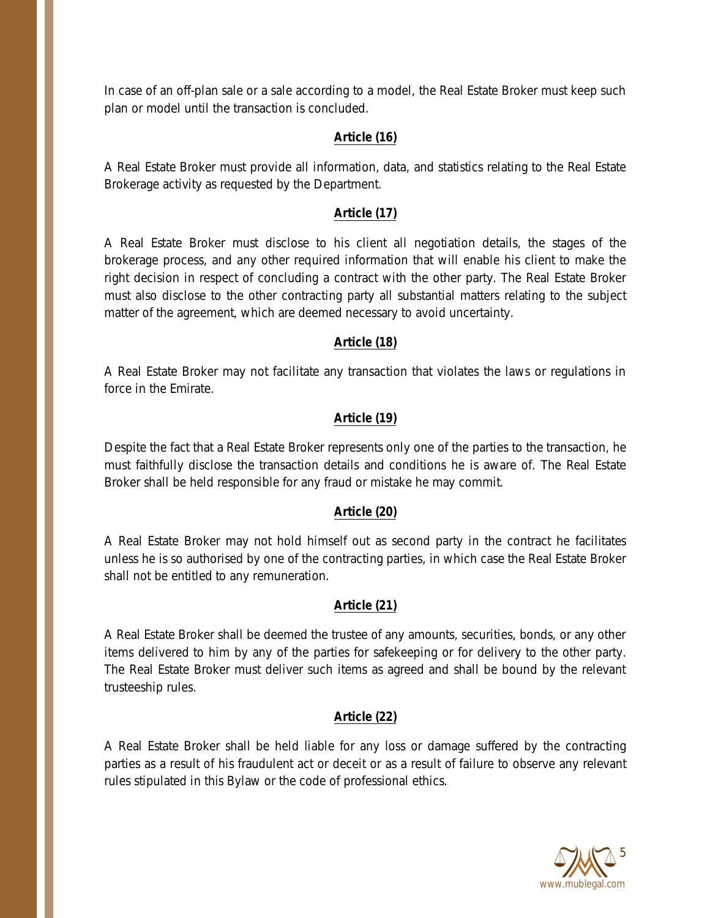In case of an off-plan sale or a sale according to a model, the Real Estate Broker must keep such plan or model until the transaction is concluded.

**Article (16)**

A Real Estate Broker must provide all information, data, and statistics relating to the Real Estate Brokerage activity as requested by the Department.

**Article (17)**

A Real Estate Broker must disclose to his client all negotiation details, the stages of the brokerage process, and any other required information that will enable his client to make the right decision in respect of concluding a contract with the other party. The Real Estate Broker must also disclose to the other contracting party all substantial matters relating to the subject matter of the agreement, which are deemed necessary to avoid uncertainty.

**Article (18)**

A Real Estate Broker may not facilitate any transaction that violates the laws or regulations in force in the Emirate.

**Article (19)**

Despite the fact that a Real Estate Broker represents only one of the parties to the transaction, he must faithfully disclose the transaction details and conditions he is aware of. The Real Estate Broker shall be held responsible for any fraud or mistake he may commit.

**Article (20)**

A Real Estate Broker may not hold himself out as second party in the contract he facilitates unless he is so authorised by one of the contracting parties, in which case the Real Estate Broker shall not be entitled to any remuneration.

**Article (21)**

A Real Estate Broker shall be deemed the trustee of any amounts, securities, bonds, or any other items delivered to him by any of the parties for safekeeping or for delivery to the other party. The Real Estate Broker must deliver such items as agreed and shall be bound by the relevant trusteeship rules.

**Article (22)**

A Real Estate Broker shall be held liable for any loss or damage suffered by the contracting parties as a result of his fraudulent act or deceit or as a result of failure to observe any relevant rules stipulated in this Bylaw or the code of professional ethics.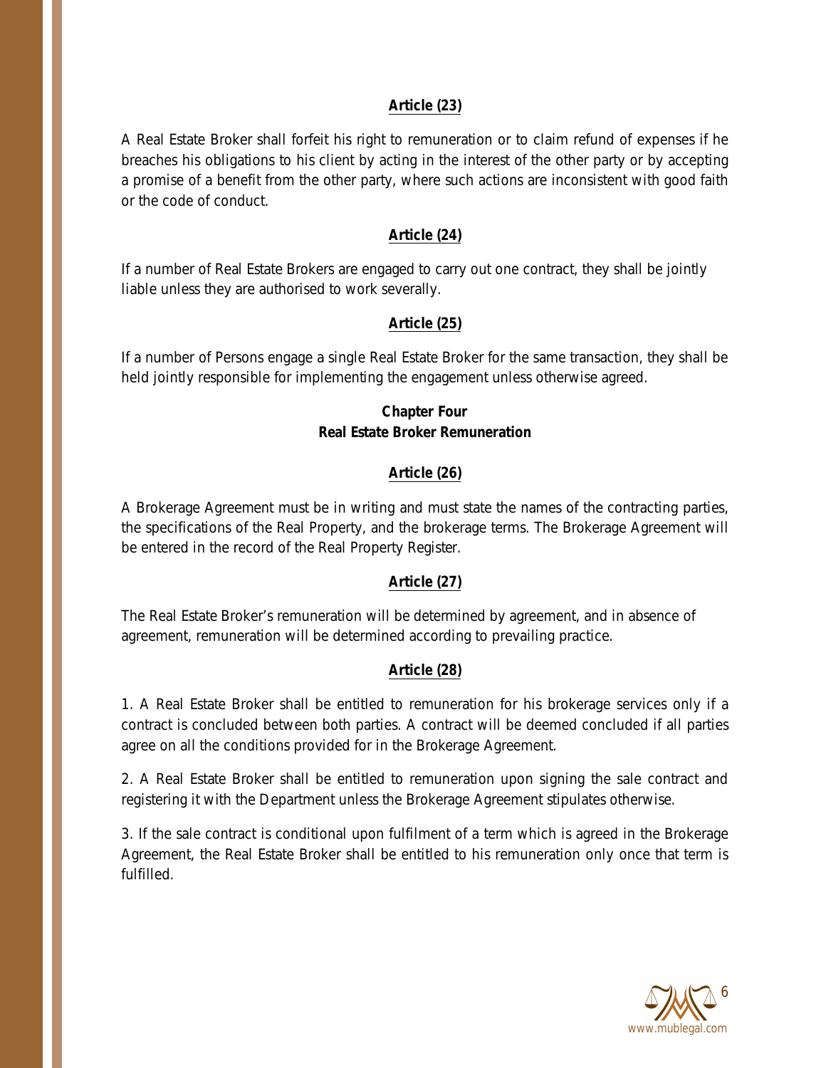## Article (23)

A Real Estate Broker shall forfeit his right to remuneration or to claim refund of expenses if he breaches his obligations to his client by acting in the interest of the other party or by accepting a promise of a benefit from the other party, where such actions are inconsistent with good faith or the code of conduct.

## Article (24)

If a number of Real Estate Brokers are engaged to carry out one contract, they shall be jointly liable unless they are authorised to work severally.

## Article (25)

If a number of Persons engage a single Real Estate Broker for the same transaction, they shall be held jointly responsible for implementing the engagement unless otherwise agreed.

# Chapter Four
# Real Estate Broker Remuneration

## Article (26)

A Brokerage Agreement must be in writing and must state the names of the contracting parties, the specifications of the Real Property, and the brokerage terms. The Brokerage Agreement will be entered in the record of the Real Property Register.

## Article (27)

The Real Estate Broker's remuneration will be determined by agreement, and in absence of agreement, remuneration will be determined according to prevailing practice.

## Article (28)

1. A Real Estate Broker shall be entitled to remuneration for his brokerage services only if a contract is concluded between both parties. A contract will be deemed concluded if all parties agree on all the conditions provided for in the Brokerage Agreement.

2. A Real Estate Broker shall be entitled to remuneration upon signing the sale contract and registering it with the Department unless the Brokerage Agreement stipulates otherwise.

3. If the sale contract is conditional upon fulfilment of a term which is agreed in the Brokerage Agreement, the Real Estate Broker shall be entitled to his remuneration only once that term is fulfilled.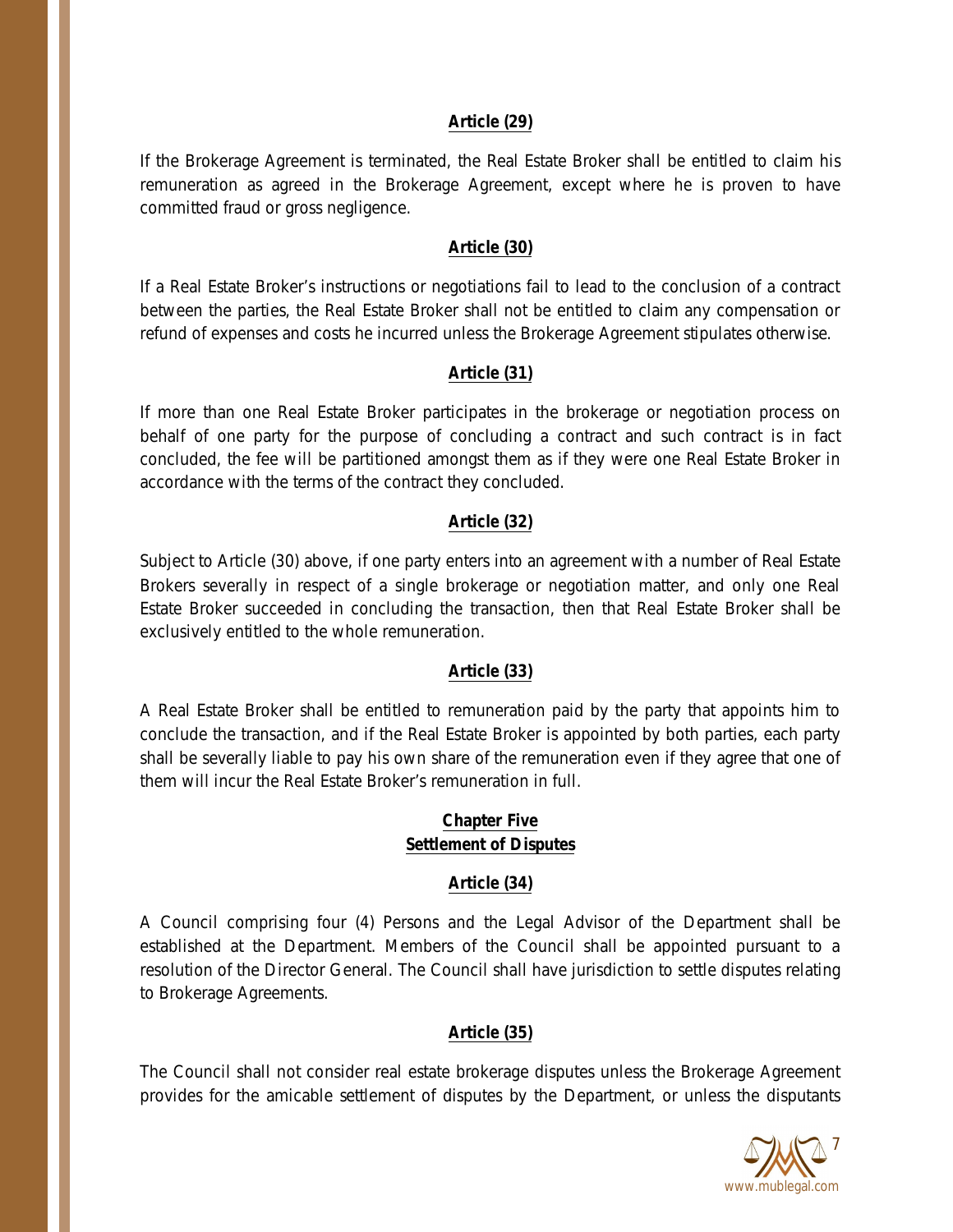**Article (29)**

If the Brokerage Agreement is terminated, the Real Estate Broker shall be entitled to claim his remuneration as agreed in the Brokerage Agreement, except where he is proven to have committed fraud or gross negligence.

**Article (30)**

If a Real Estate Broker's instructions or negotiations fail to lead to the conclusion of a contract between the parties, the Real Estate Broker shall not be entitled to claim any compensation or refund of expenses and costs he incurred unless the Brokerage Agreement stipulates otherwise.

**Article (31)**

If more than one Real Estate Broker participates in the brokerage or negotiation process on behalf of one party for the purpose of concluding a contract and such contract is in fact concluded, the fee will be partitioned amongst them as if they were one Real Estate Broker in accordance with the terms of the contract they concluded.

**Article (32)**

Subject to Article (30) above, if one party enters into an agreement with a number of Real Estate Brokers severally in respect of a single brokerage or negotiation matter, and only one Real Estate Broker succeeded in concluding the transaction, then that Real Estate Broker shall be exclusively entitled to the whole remuneration.

**Article (33)**

A Real Estate Broker shall be entitled to remuneration paid by the party that appoints him to conclude the transaction, and if the Real Estate Broker is appointed by both parties, each party shall be severally liable to pay his own share of the remuneration even if they agree that one of them will incur the Real Estate Broker's remuneration in full.

## Chapter Five
## Settlement of Disputes

**Article (34)**

A Council comprising four (4) Persons and the Legal Advisor of the Department shall be established at the Department. Members of the Council shall be appointed pursuant to a resolution of the Director General. The Council shall have jurisdiction to settle disputes relating to Brokerage Agreements.

**Article (35)**

The Council shall not consider real estate brokerage disputes unless the Brokerage Agreement provides for the amicable settlement of disputes by the Department, or unless the disputants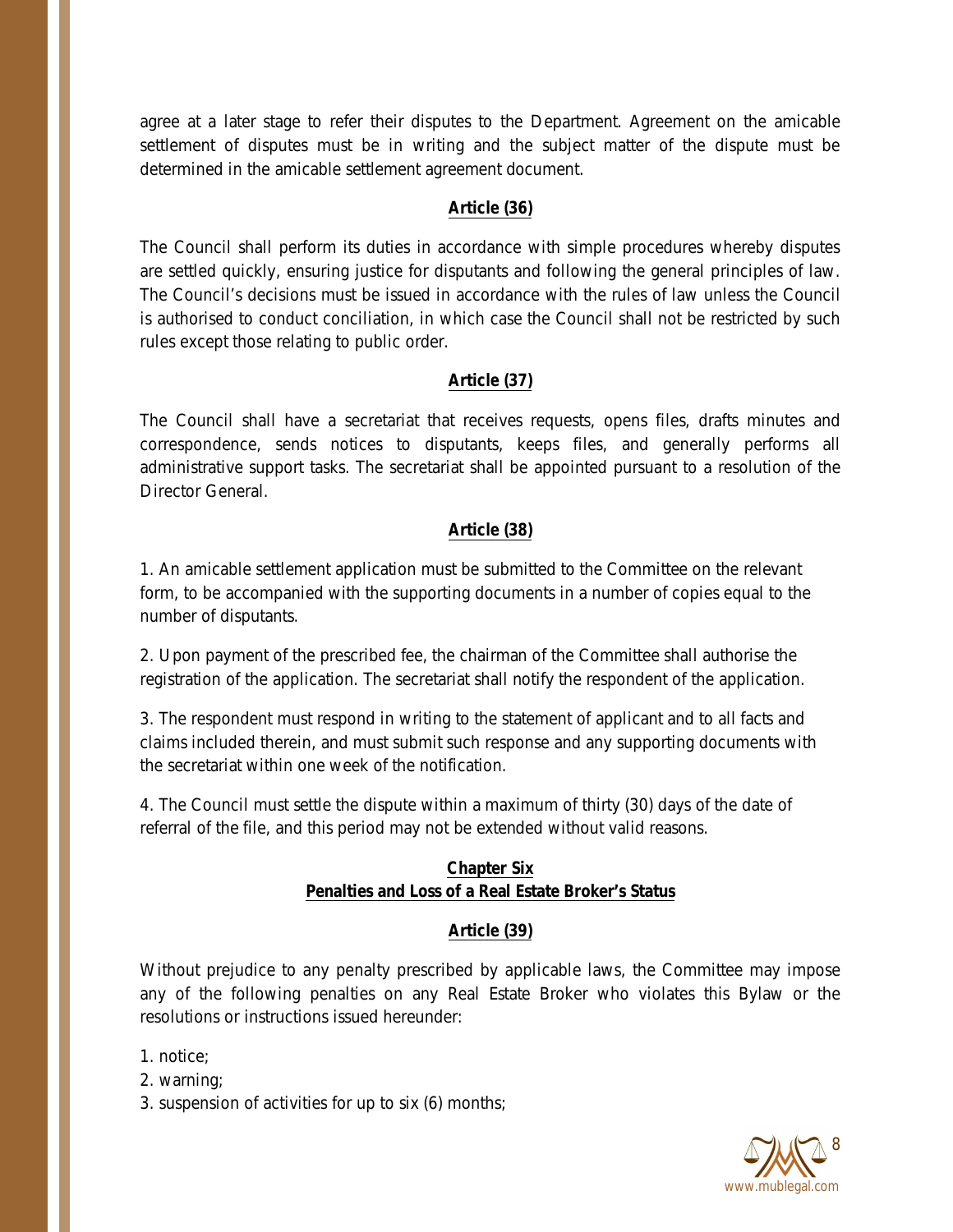agree at a later stage to refer their disputes to the Department. Agreement on the amicable settlement of disputes must be in writing and the subject matter of the dispute must be determined in the amicable settlement agreement document.

### Article (36)

The Council shall perform its duties in accordance with simple procedures whereby disputes are settled quickly, ensuring justice for disputants and following the general principles of law. The Council's decisions must be issued in accordance with the rules of law unless the Council is authorised to conduct conciliation, in which case the Council shall not be restricted by such rules except those relating to public order.

### Article (37)

The Council shall have a secretariat that receives requests, opens files, drafts minutes and correspondence, sends notices to disputants, keeps files, and generally performs all administrative support tasks. The secretariat shall be appointed pursuant to a resolution of the Director General.

### Article (38)

1. An amicable settlement application must be submitted to the Committee on the relevant form, to be accompanied with the supporting documents in a number of copies equal to the number of disputants.

2. Upon payment of the prescribed fee, the chairman of the Committee shall authorise the registration of the application. The secretariat shall notify the respondent of the application.

3. The respondent must respond in writing to the statement of applicant and to all facts and claims included therein, and must submit such response and any supporting documents with the secretariat within one week of the notification.

4. The Council must settle the dispute within a maximum of thirty (30) days of the date of referral of the file, and this period may not be extended without valid reasons.

## Chapter Six
## Penalties and Loss of a Real Estate Broker's Status

### Article (39)

Without prejudice to any penalty prescribed by applicable laws, the Committee may impose any of the following penalties on any Real Estate Broker who violates this Bylaw or the resolutions or instructions issued hereunder:

1. notice;
2. warning;
3. suspension of activities for up to six (6) months;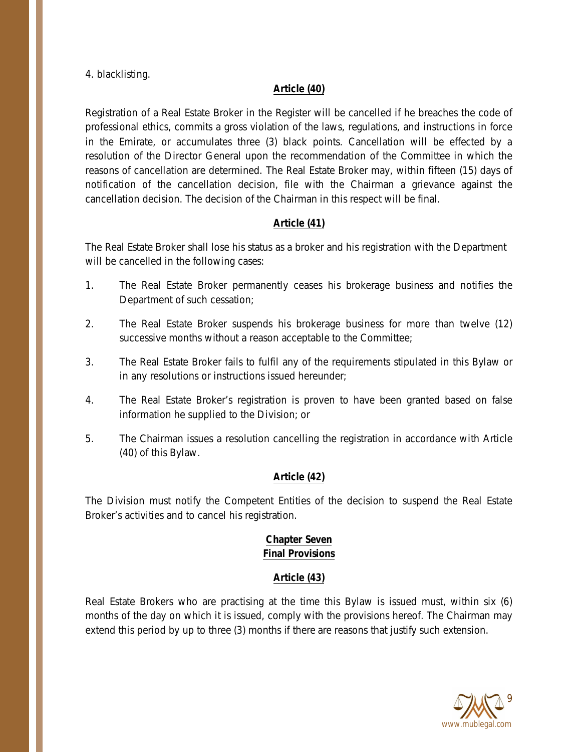4. blacklisting.

**Article (40)**

Registration of a Real Estate Broker in the Register will be cancelled if he breaches the code of professional ethics, commits a gross violation of the laws, regulations, and instructions in force in the Emirate, or accumulates three (3) black points. Cancellation will be effected by a resolution of the Director General upon the recommendation of the Committee in which the reasons of cancellation are determined. The Real Estate Broker may, within fifteen (15) days of notification of the cancellation decision, file with the Chairman a grievance against the cancellation decision. The decision of the Chairman in this respect will be final.

**Article (41)**

The Real Estate Broker shall lose his status as a broker and his registration with the Department will be cancelled in the following cases:

1. The Real Estate Broker permanently ceases his brokerage business and notifies the Department of such cessation;
2. The Real Estate Broker suspends his brokerage business for more than twelve (12) successive months without a reason acceptable to the Committee;
3. The Real Estate Broker fails to fulfil any of the requirements stipulated in this Bylaw or in any resolutions or instructions issued hereunder;
4. The Real Estate Broker's registration is proven to have been granted based on false information he supplied to the Division; or
5. The Chairman issues a resolution cancelling the registration in accordance with Article (40) of this Bylaw.

**Article (42)**

The Division must notify the Competent Entities of the decision to suspend the Real Estate Broker's activities and to cancel his registration.

## Chapter Seven
## Final Provisions

**Article (43)**

Real Estate Brokers who are practising at the time this Bylaw is issued must, within six (6) months of the day on which it is issued, comply with the provisions hereof. The Chairman may extend this period by up to three (3) months if there are reasons that justify such extension.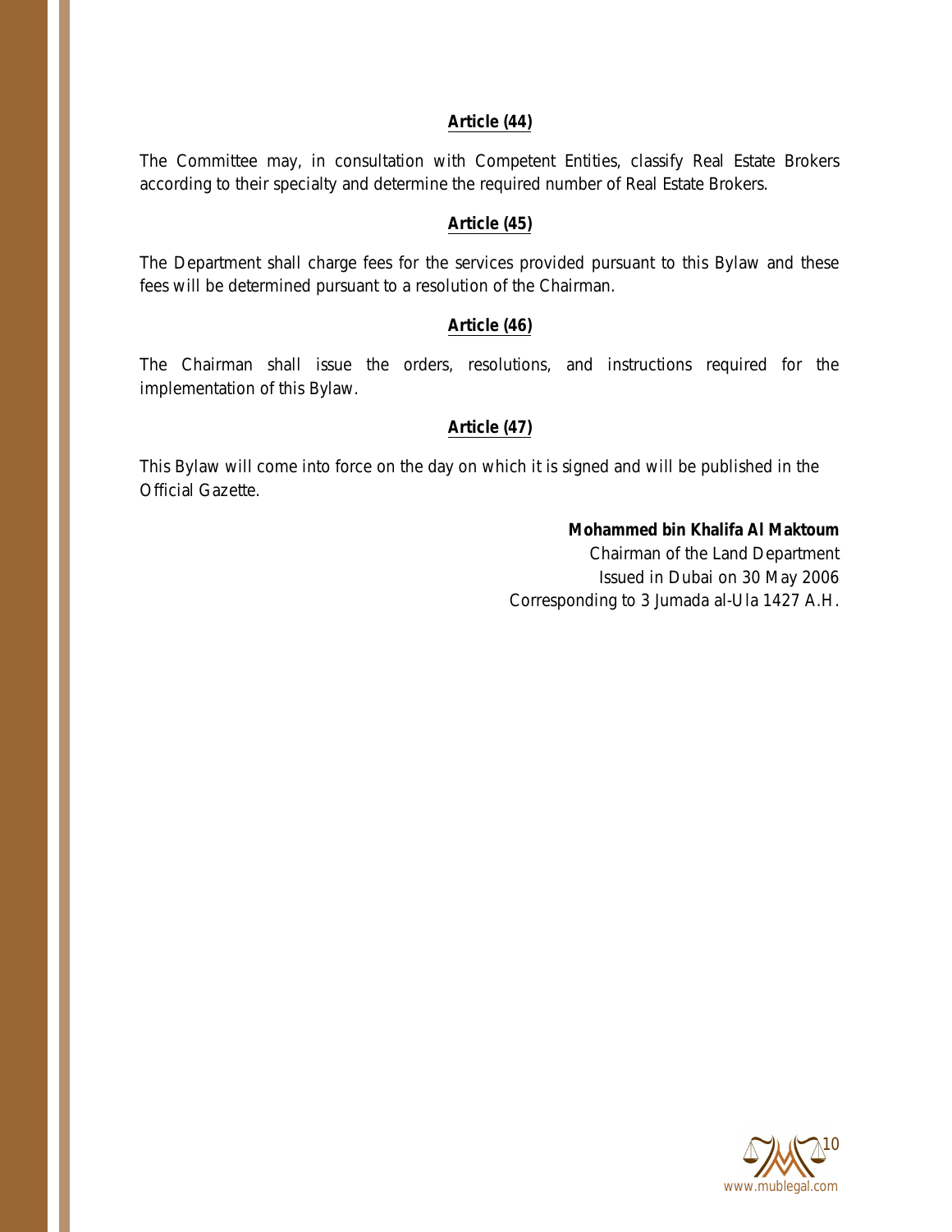**Article (44)**

The Committee may, in consultation with Competent Entities, classify Real Estate Brokers according to their specialty and determine the required number of Real Estate Brokers.

**Article (45)**

The Department shall charge fees for the services provided pursuant to this Bylaw and these fees will be determined pursuant to a resolution of the Chairman.

**Article (46)**

The Chairman shall issue the orders, resolutions, and instructions required for the implementation of this Bylaw.

**Article (47)**

This Bylaw will come into force on the day on which it is signed and will be published in the Official Gazette.

**Mohammed bin Khalifa Al Maktoum**
Chairman of the Land Department
Issued in Dubai on 30 May 2006
Corresponding to 3 Jumada al-Ula 1427 A.H.